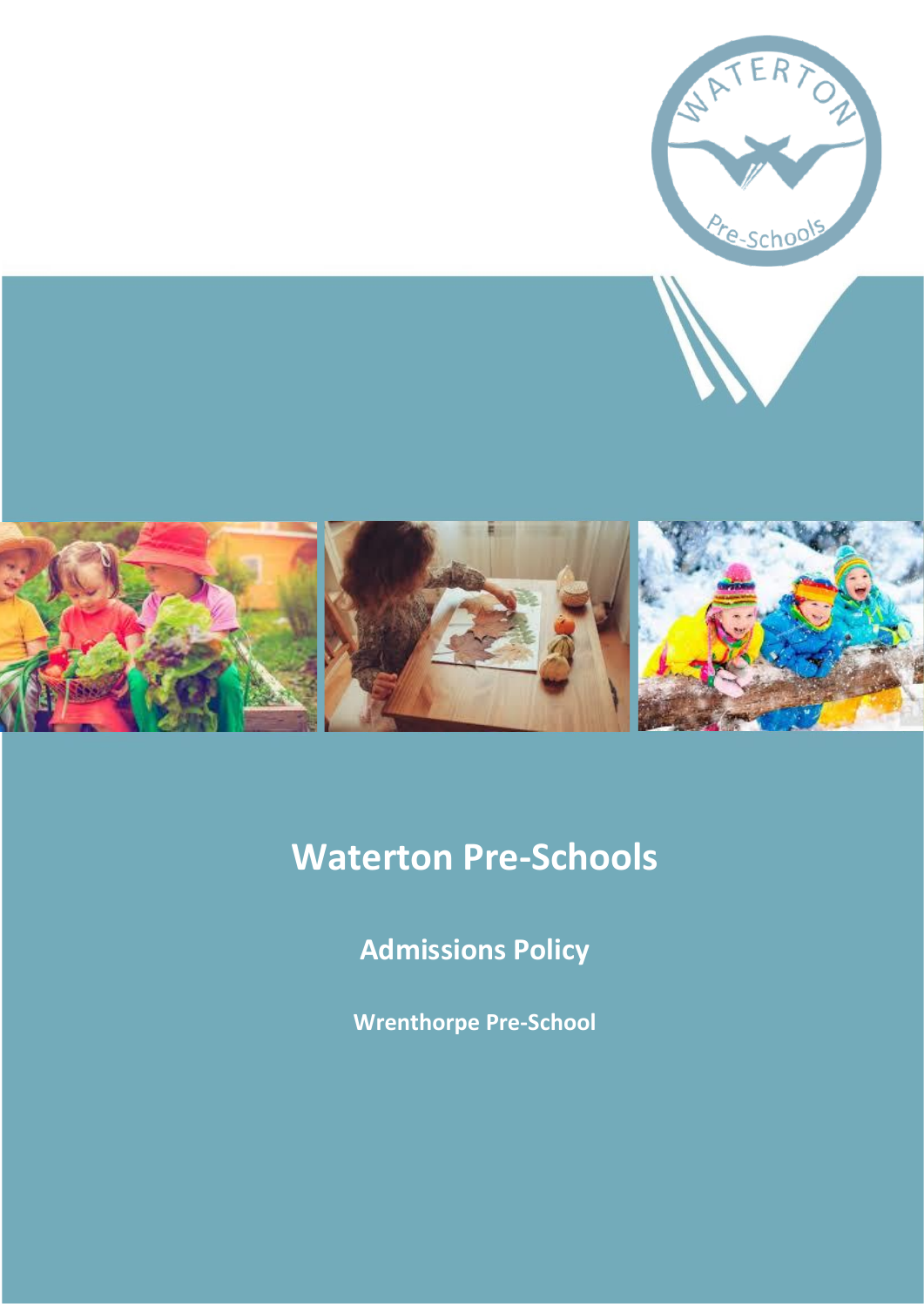# Waterton Pre-Schools

## Admissions Policy

### Wrenthorpe Pre-School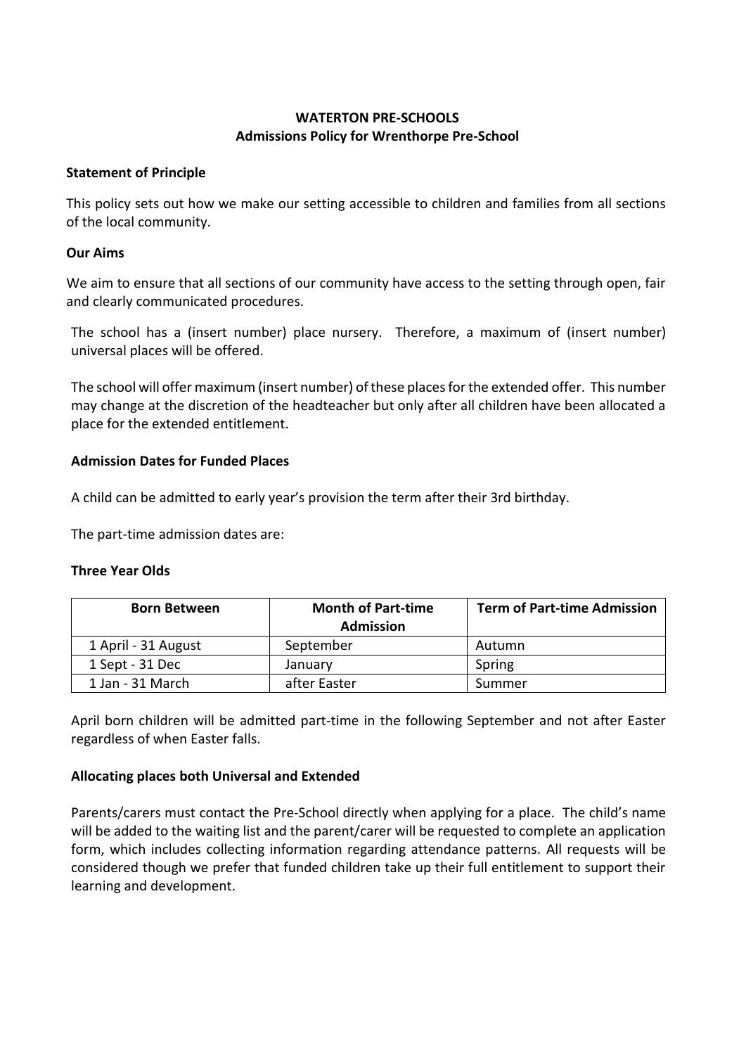**WATERTON PRE-SCHOOLS**
**Admissions Policy for Wrenthorpe Pre-School**

**Statement of Principle**

This policy sets out how we make our setting accessible to children and families from all sections of the local community.

**Our Aims**

We aim to ensure that all sections of our community have access to the setting through open, fair and clearly communicated procedures.

The school has a (insert number) place nursery. Therefore, a maximum of (insert number) universal places will be offered.

The school will offer maximum (insert number) of these places for the extended offer. This number may change at the discretion of the headteacher but only after all children have been allocated a place for the extended entitlement.

**Admission Dates for Funded Places**

A child can be admitted to early year's provision the term after their 3rd birthday.

The part-time admission dates are:

**Three Year Olds**

| Born Between | Month of Part-time Admission | Term of Part-time Admission |
|---|---|---|
| 1 April - 31 August | September | Autumn |
| 1 Sept - 31 Dec | January | Spring |
| 1 Jan - 31 March | after Easter | Summer |

April born children will be admitted part-time in the following September and not after Easter regardless of when Easter falls.

**Allocating places both Universal and Extended**

Parents/carers must contact the Pre-School directly when applying for a place. The child's name will be added to the waiting list and the parent/carer will be requested to complete an application form, which includes collecting information regarding attendance patterns. All requests will be considered though we prefer that funded children take up their full entitlement to support their learning and development.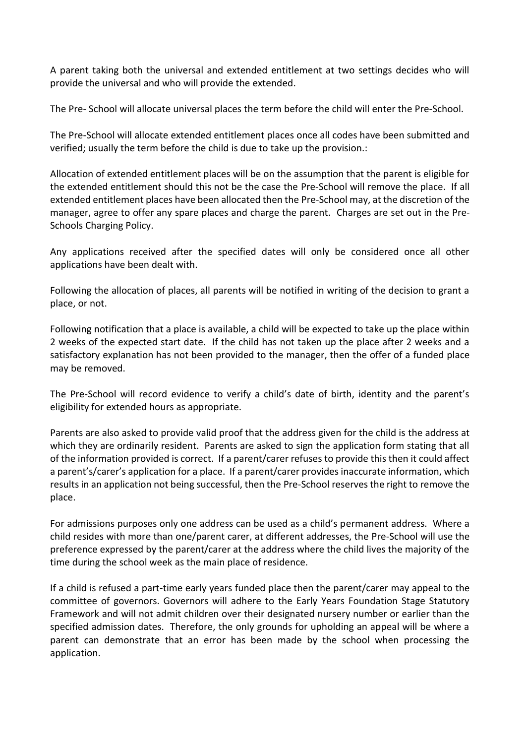A parent taking both the universal and extended entitlement at two settings decides who will provide the universal and who will provide the extended.

The Pre- School will allocate universal places the term before the child will enter the Pre-School.

The Pre-School will allocate extended entitlement places once all codes have been submitted and verified; usually the term before the child is due to take up the provision.:

Allocation of extended entitlement places will be on the assumption that the parent is eligible for the extended entitlement should this not be the case the Pre-School will remove the place. If all extended entitlement places have been allocated then the Pre-School may, at the discretion of the manager, agree to offer any spare places and charge the parent. Charges are set out in the Pre-Schools Charging Policy.

Any applications received after the specified dates will only be considered once all other applications have been dealt with.

Following the allocation of places, all parents will be notified in writing of the decision to grant a place, or not.

Following notification that a place is available, a child will be expected to take up the place within 2 weeks of the expected start date. If the child has not taken up the place after 2 weeks and a satisfactory explanation has not been provided to the manager, then the offer of a funded place may be removed.

The Pre-School will record evidence to verify a child's date of birth, identity and the parent's eligibility for extended hours as appropriate.

Parents are also asked to provide valid proof that the address given for the child is the address at which they are ordinarily resident. Parents are asked to sign the application form stating that all of the information provided is correct. If a parent/carer refuses to provide this then it could affect a parent's/carer's application for a place. If a parent/carer provides inaccurate information, which results in an application not being successful, then the Pre-School reserves the right to remove the place.

For admissions purposes only one address can be used as a child's permanent address. Where a child resides with more than one/parent carer, at different addresses, the Pre-School will use the preference expressed by the parent/carer at the address where the child lives the majority of the time during the school week as the main place of residence.

If a child is refused a part-time early years funded place then the parent/carer may appeal to the committee of governors. Governors will adhere to the Early Years Foundation Stage Statutory Framework and will not admit children over their designated nursery number or earlier than the specified admission dates. Therefore, the only grounds for upholding an appeal will be where a parent can demonstrate that an error has been made by the school when processing the application.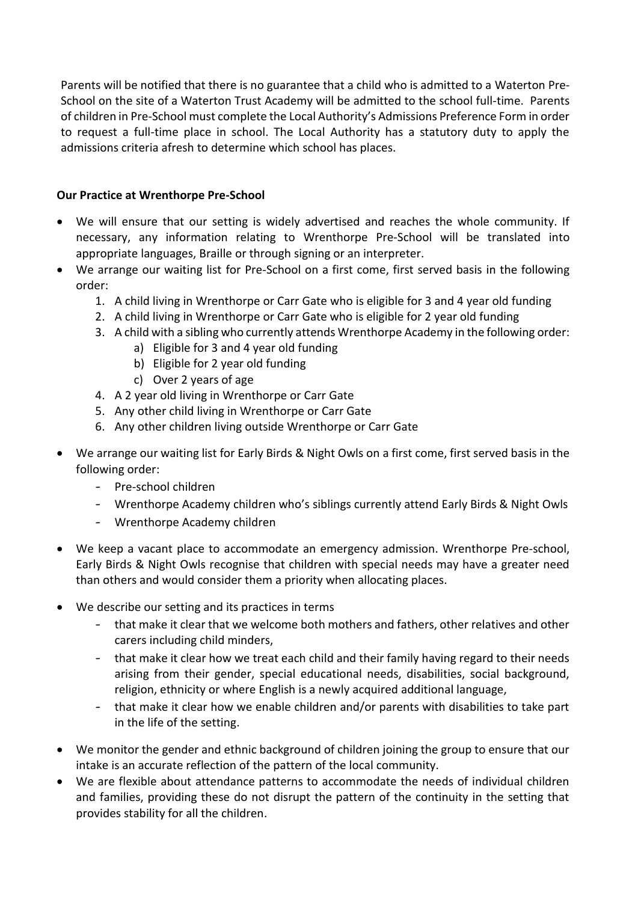Parents will be notified that there is no guarantee that a child who is admitted to a Waterton Pre-School on the site of a Waterton Trust Academy will be admitted to the school full-time. Parents of children in Pre-School must complete the Local Authority's Admissions Preference Form in order to request a full-time place in school. The Local Authority has a statutory duty to apply the admissions criteria afresh to determine which school has places.

**Our Practice at Wrenthorpe Pre-School**

- We will ensure that our setting is widely advertised and reaches the whole community. If necessary, any information relating to Wrenthorpe Pre-School will be translated into appropriate languages, Braille or through signing or an interpreter.
- We arrange our waiting list for Pre-School on a first come, first served basis in the following order:
    1. A child living in Wrenthorpe or Carr Gate who is eligible for 3 and 4 year old funding
    2. A child living in Wrenthorpe or Carr Gate who is eligible for 2 year old funding
    3. A child with a sibling who currently attends Wrenthorpe Academy in the following order:
        a) Eligible for 3 and 4 year old funding
        b) Eligible for 2 year old funding
        c) Over 2 years of age
    4. A 2 year old living in Wrenthorpe or Carr Gate
    5. Any other child living in Wrenthorpe or Carr Gate
    6. Any other children living outside Wrenthorpe or Carr Gate
- We arrange our waiting list for Early Birds & Night Owls on a first come, first served basis in the following order:
    - Pre-school children
    - Wrenthorpe Academy children who's siblings currently attend Early Birds & Night Owls
    - Wrenthorpe Academy children
- We keep a vacant place to accommodate an emergency admission. Wrenthorpe Pre-school, Early Birds & Night Owls recognise that children with special needs may have a greater need than others and would consider them a priority when allocating places.
- We describe our setting and its practices in terms
    - that make it clear that we welcome both mothers and fathers, other relatives and other carers including child minders,
    - that make it clear how we treat each child and their family having regard to their needs arising from their gender, special educational needs, disabilities, social background, religion, ethnicity or where English is a newly acquired additional language,
    - that make it clear how we enable children and/or parents with disabilities to take part in the life of the setting.
- We monitor the gender and ethnic background of children joining the group to ensure that our intake is an accurate reflection of the pattern of the local community.
- We are flexible about attendance patterns to accommodate the needs of individual children and families, providing these do not disrupt the pattern of the continuity in the setting that provides stability for all the children.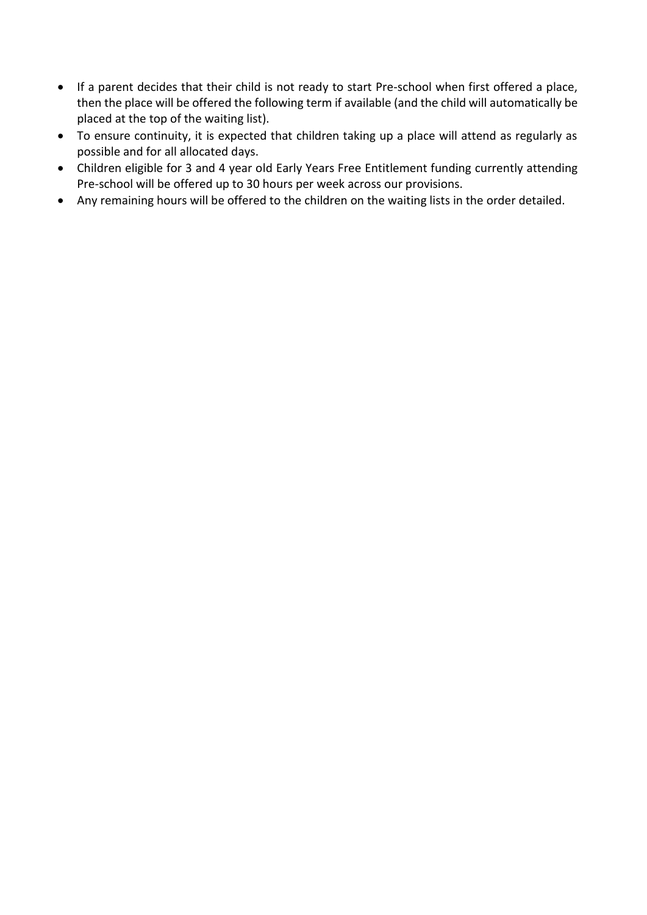- If a parent decides that their child is not ready to start Pre-school when first offered a place, then the place will be offered the following term if available (and the child will automatically be placed at the top of the waiting list).
- To ensure continuity, it is expected that children taking up a place will attend as regularly as possible and for all allocated days.
- Children eligible for 3 and 4 year old Early Years Free Entitlement funding currently attending Pre-school will be offered up to 30 hours per week across our provisions.
- Any remaining hours will be offered to the children on the waiting lists in the order detailed.